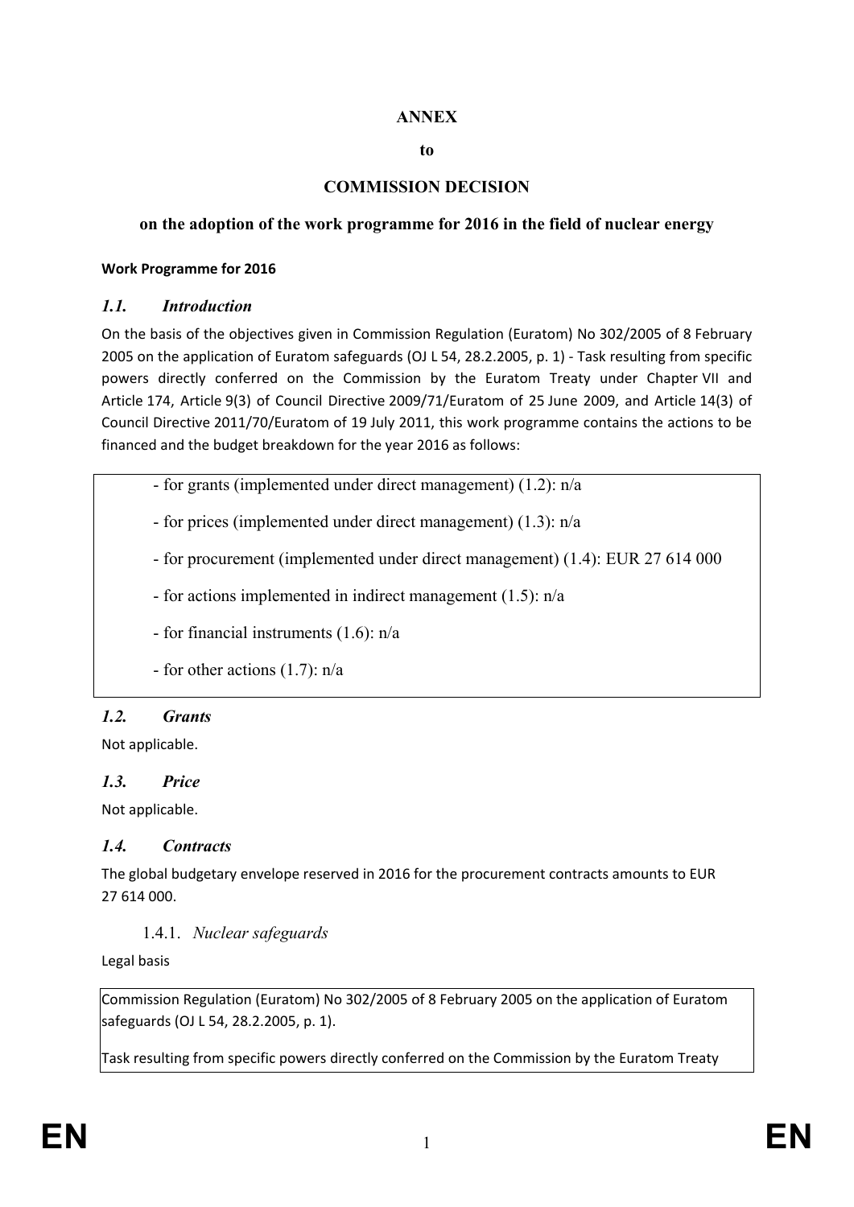**ANNEX**

**to**

**COMMISSION DECISION**

**on the adoption of the work programme for 2016 in the field of nuclear energy**

**Work Programme for 2016**

## *1.1. Introduction*

On the basis of the objectives given in Commission Regulation (Euratom) No 302/2005 of 8 February 2005 on the application of Euratom safeguards (OJ L 54, 28.2.2005, p. 1) - Task resulting from specific powers directly conferred on the Commission by the Euratom Treaty under Chapter VII and Article 174, Article 9(3) of Council Directive 2009/71/Euratom of 25 June 2009, and Article 14(3) of Council Directive 2011/70/Euratom of 19 July 2011, this work programme contains the actions to be financed and the budget breakdown for the year 2016 as follows:

- for grants (implemented under direct management) (1.2): n/a
- for prices (implemented under direct management) (1.3): n/a
- for procurement (implemented under direct management) (1.4): EUR 27 614 000
- for actions implemented in indirect management (1.5): n/a
- for financial instruments (1.6): n/a
- for other actions (1.7): n/a

## *1.2. Grants*

Not applicable.

## *1.3. Price*

Not applicable.

## *1.4. Contracts*

The global budgetary envelope reserved in 2016 for the procurement contracts amounts to EUR 27 614 000.

### 1.4.1. *Nuclear safeguards*

Legal basis

Commission Regulation (Euratom) No 302/2005 of 8 February 2005 on the application of Euratom safeguards (OJ L 54, 28.2.2005, p. 1).

Task resulting from specific powers directly conferred on the Commission by the Euratom Treaty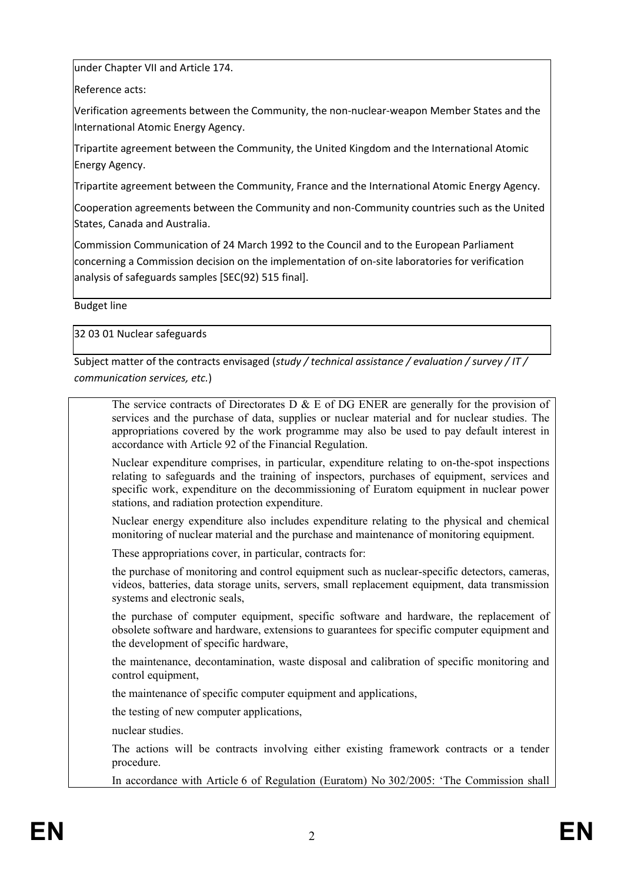under Chapter VII and Article 174.

Reference acts:

Verification agreements between the Community, the non-nuclear-weapon Member States and the International Atomic Energy Agency.

Tripartite agreement between the Community, the United Kingdom and the International Atomic Energy Agency.

Tripartite agreement between the Community, France and the International Atomic Energy Agency.

Cooperation agreements between the Community and non-Community countries such as the United States, Canada and Australia.

Commission Communication of 24 March 1992 to the Council and to the European Parliament concerning a Commission decision on the implementation of on-site laboratories for verification analysis of safeguards samples [SEC(92) 515 final].

Budget line

32 03 01 Nuclear safeguards

Subject matter of the contracts envisaged (*study / technical assistance / evaluation / survey / IT / communication services, etc.*)

The service contracts of Directorates D & E of DG ENER are generally for the provision of services and the purchase of data, supplies or nuclear material and for nuclear studies. The appropriations covered by the work programme may also be used to pay default interest in accordance with Article 92 of the Financial Regulation.

Nuclear expenditure comprises, in particular, expenditure relating to on-the-spot inspections relating to safeguards and the training of inspectors, purchases of equipment, services and specific work, expenditure on the decommissioning of Euratom equipment in nuclear power stations, and radiation protection expenditure.

Nuclear energy expenditure also includes expenditure relating to the physical and chemical monitoring of nuclear material and the purchase and maintenance of monitoring equipment.

These appropriations cover, in particular, contracts for:

the purchase of monitoring and control equipment such as nuclear-specific detectors, cameras, videos, batteries, data storage units, servers, small replacement equipment, data transmission systems and electronic seals,

the purchase of computer equipment, specific software and hardware, the replacement of obsolete software and hardware, extensions to guarantees for specific computer equipment and the development of specific hardware,

the maintenance, decontamination, waste disposal and calibration of specific monitoring and control equipment,

the maintenance of specific computer equipment and applications,

the testing of new computer applications,

nuclear studies.

The actions will be contracts involving either existing framework contracts or a tender procedure.

In accordance with Article 6 of Regulation (Euratom) No 302/2005: 'The Commission shall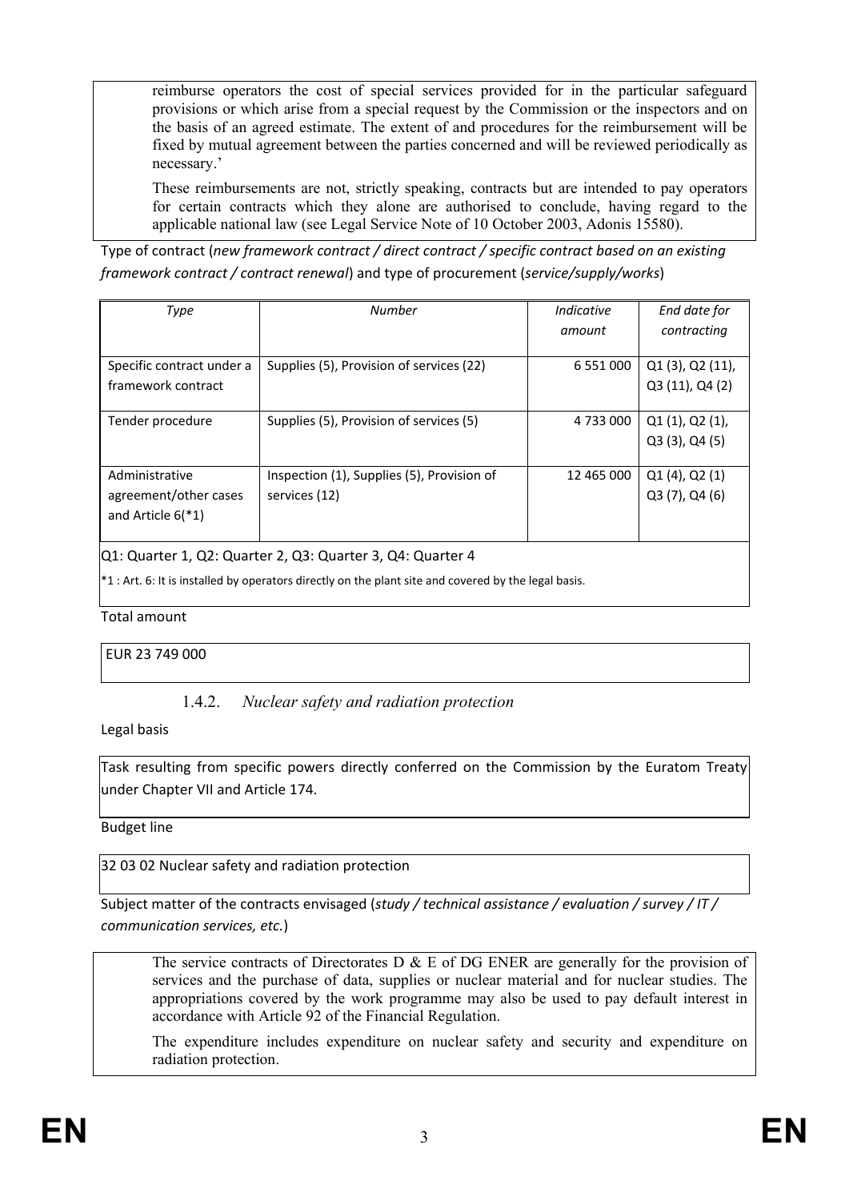reimburse operators the cost of special services provided for in the particular safeguard provisions or which arise from a special request by the Commission or the inspectors and on the basis of an agreed estimate. The extent of and procedures for the reimbursement will be fixed by mutual agreement between the parties concerned and will be reviewed periodically as necessary.'

These reimbursements are not, strictly speaking, contracts but are intended to pay operators for certain contracts which they alone are authorised to conclude, having regard to the applicable national law (see Legal Service Note of 10 October 2003, Adonis 15580).

Type of contract (*new framework contract / direct contract / specific contract based on an existing framework contract / contract renewal*) and type of procurement (*service/supply/works*)

| *Type* | *Number* | *Indicative amount* | *End date for contracting* |
|---|---|---|---|
| Specific contract under a framework contract | Supplies (5), Provision of services (22) | 6 551 000 | Q1 (3), Q2 (11), Q3 (11), Q4 (2) |
| Tender procedure | Supplies (5), Provision of services (5) | 4 733 000 | Q1 (1), Q2 (1), Q3 (3), Q4 (5) |
| Administrative agreement/other cases and Article 6(*1) | Inspection (1), Supplies (5), Provision of services (12) | 12 465 000 | Q1 (4), Q2 (1) Q3 (7), Q4 (6) |

Q1: Quarter 1, Q2: Quarter 2, Q3: Quarter 3, Q4: Quarter 4

*1 : Art. 6: It is installed by operators directly on the plant site and covered by the legal basis.

Total amount

EUR 23 749 000

### 1.4.2. *Nuclear safety and radiation protection*

Legal basis

Task resulting from specific powers directly conferred on the Commission by the Euratom Treaty under Chapter VII and Article 174.

Budget line

32 03 02 Nuclear safety and radiation protection

Subject matter of the contracts envisaged (*study / technical assistance / evaluation / survey / IT / communication services, etc.*)

The service contracts of Directorates D & E of DG ENER are generally for the provision of services and the purchase of data, supplies or nuclear material and for nuclear studies. The appropriations covered by the work programme may also be used to pay default interest in accordance with Article 92 of the Financial Regulation.

The expenditure includes expenditure on nuclear safety and security and expenditure on radiation protection.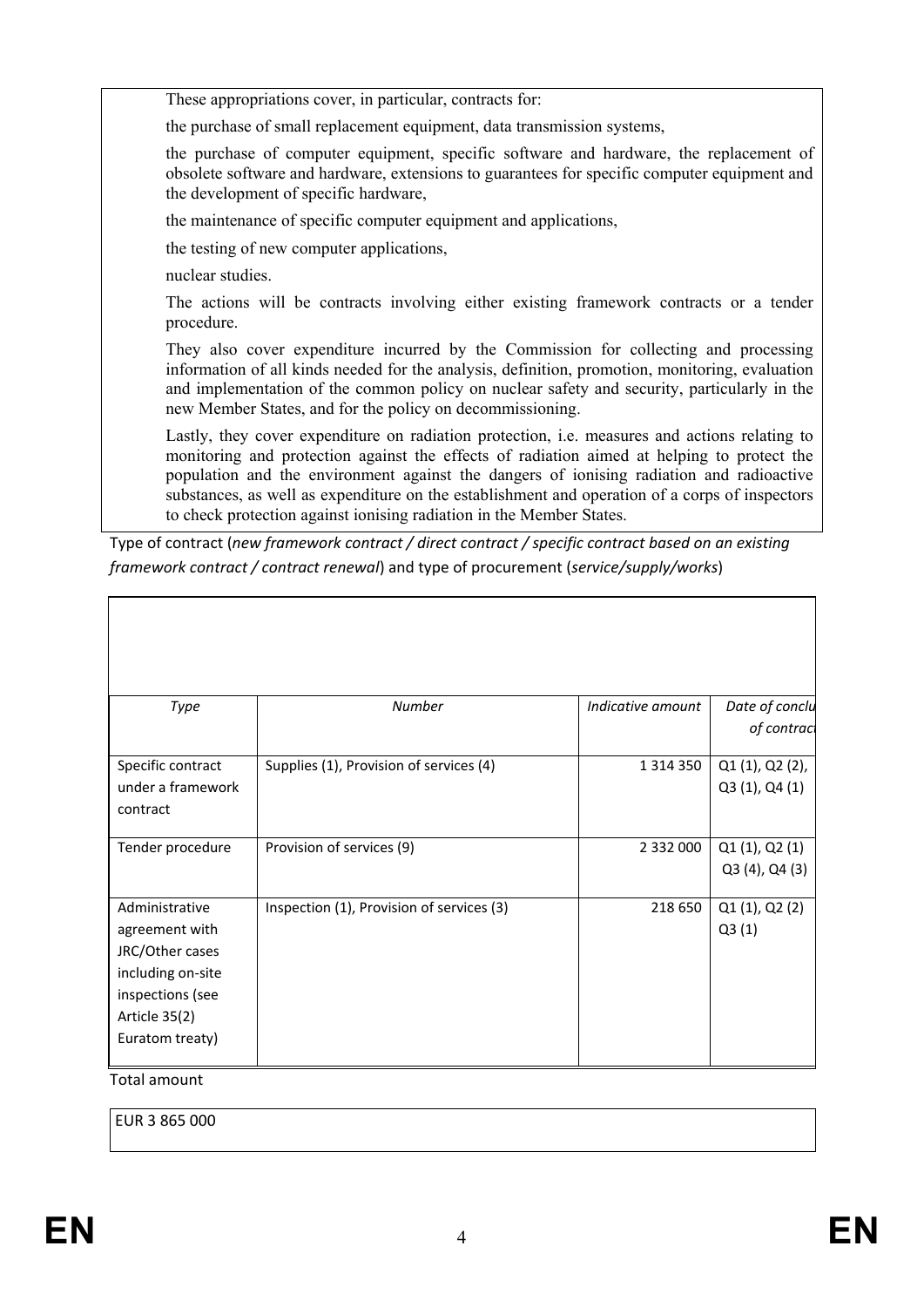These appropriations cover, in particular, contracts for:

the purchase of small replacement equipment, data transmission systems,

the purchase of computer equipment, specific software and hardware, the replacement of obsolete software and hardware, extensions to guarantees for specific computer equipment and the development of specific hardware,

the maintenance of specific computer equipment and applications,

the testing of new computer applications,

nuclear studies.

The actions will be contracts involving either existing framework contracts or a tender procedure.

They also cover expenditure incurred by the Commission for collecting and processing information of all kinds needed for the analysis, definition, promotion, monitoring, evaluation and implementation of the common policy on nuclear safety and security, particularly in the new Member States, and for the policy on decommissioning.

Lastly, they cover expenditure on radiation protection, i.e. measures and actions relating to monitoring and protection against the effects of radiation aimed at helping to protect the population and the environment against the dangers of ionising radiation and radioactive substances, as well as expenditure on the establishment and operation of a corps of inspectors to check protection against ionising radiation in the Member States.

Type of contract (*new framework contract / direct contract / specific contract based on an existing framework contract / contract renewal*) and type of procurement (*service/supply/works*)

| *Type* | *Number* | *Indicative amount* | *Date of conclu of contract* |
|---|---|---|---|
| Specific contract under a framework contract | Supplies (1), Provision of services (4) | 1 314 350 | Q1 (1), Q2 (2), Q3 (1), Q4 (1) |
| Tender procedure | Provision of services (9) | 2 332 000 | Q1 (1), Q2 (1) Q3 (4), Q4 (3) |
| Administrative agreement with JRC/Other cases including on-site inspections (see Article 35(2) Euratom treaty) | Inspection (1), Provision of services (3) | 218 650 | Q1 (1), Q2 (2) Q3 (1) |

Total amount

EUR 3 865 000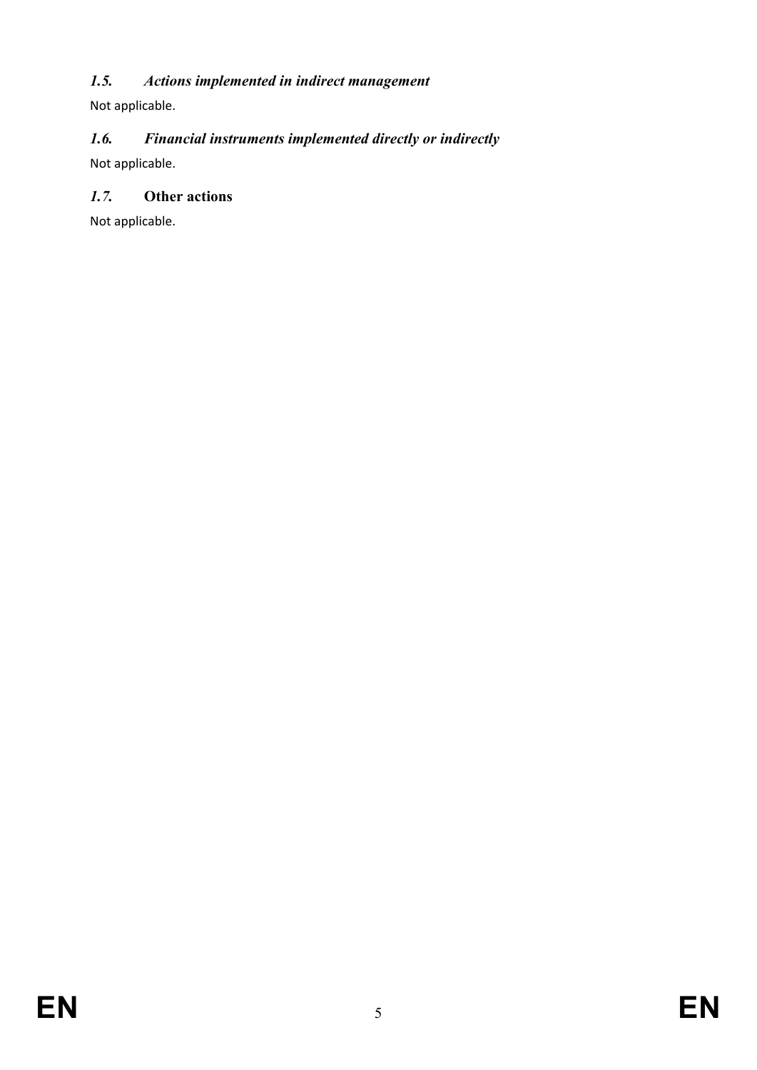### *1.5. Actions implemented in indirect management*

Not applicable.

### *1.6. Financial instruments implemented directly or indirectly*

Not applicable.

### *1.7.* **Other actions**

Not applicable.